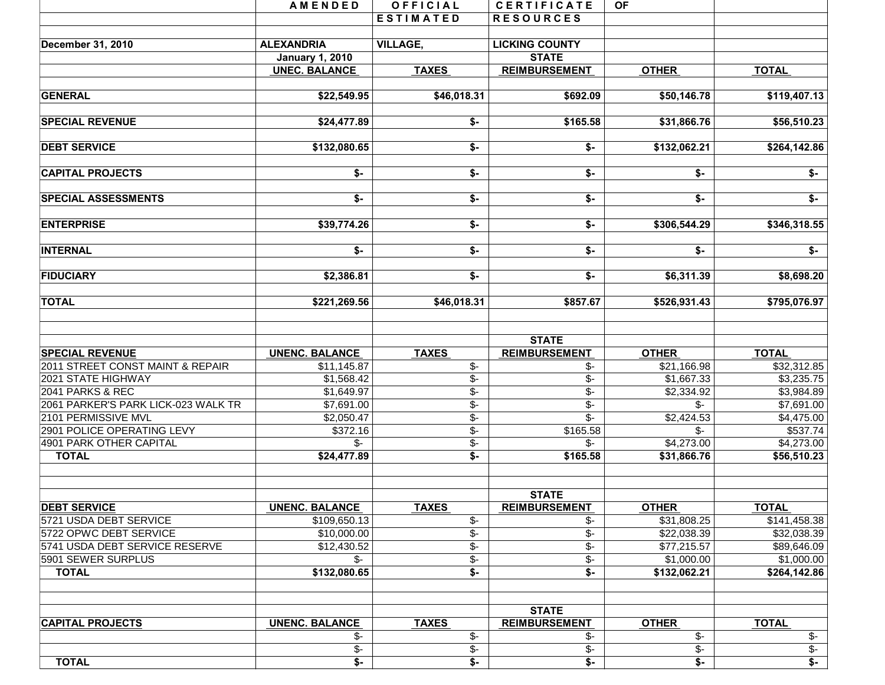# AMENDED OFFICIAL ESTIMATED CERTIFICATE OF RESOURCES

| December 31, 2010 | ALEXANDRIA | VILLAGE, | LICKING COUNTY | | |
|---|---|---|---|---|---|
| | January 1, 2010 | | STATE | | |
| | UNEC. BALANCE | TAXES | REIMBURSEMENT | OTHER | TOTAL |
| GENERAL | $22,549.95 | $46,018.31 | $692.09 | $50,146.78 | $119,407.13 |
| SPECIAL REVENUE | $24,477.89 | $- | $165.58 | $31,866.76 | $56,510.23 |
| DEBT SERVICE | $132,080.65 | $- | $- | $132,062.21 | $264,142.86 |
| CAPITAL PROJECTS | $- | $- | $- | $- | $- |
| SPECIAL ASSESSMENTS | $- | $- | $- | $- | $- |
| ENTERPRISE | $39,774.26 | $- | $- | $306,544.29 | $346,318.55 |
| INTERNAL | $- | $- | $- | $- | $- |
| FIDUCIARY | $2,386.81 | $- | $- | $6,311.39 | $8,698.20 |
| TOTAL | $221,269.56 | $46,018.31 | $857.67 | $526,931.43 | $795,076.97 |

| SPECIAL REVENUE | UNENC. BALANCE | TAXES | STATE REIMBURSEMENT | OTHER | TOTAL |
|---|---|---|---|---|---|
| 2011 STREET CONST MAINT & REPAIR | $11,145.87 | $- | $- | $21,166.98 | $32,312.85 |
| 2021 STATE HIGHWAY | $1,568.42 | $- | $- | $1,667.33 | $3,235.75 |
| 2041 PARKS & REC | $1,649.97 | $- | $- | $2,334.92 | $3,984.89 |
| 2061 PARKER'S PARK LICK-023 WALK TR | $7,691.00 | $- | $- | $- | $7,691.00 |
| 2101 PERMISSIVE MVL | $2,050.47 | $- | $- | $2,424.53 | $4,475.00 |
| 2901 POLICE OPERATING LEVY | $372.16 | $- | $165.58 | $- | $537.74 |
| 4901 PARK OTHER CAPITAL | $- | $- | $- | $4,273.00 | $4,273.00 |
| TOTAL | $24,477.89 | $- | $165.58 | $31,866.76 | $56,510.23 |

| DEBT SERVICE | UNENC. BALANCE | TAXES | STATE REIMBURSEMENT | OTHER | TOTAL |
|---|---|---|---|---|---|
| 5721 USDA DEBT SERVICE | $109,650.13 | $- | $- | $31,808.25 | $141,458.38 |
| 5722 OPWC DEBT SERVICE | $10,000.00 | $- | $- | $22,038.39 | $32,038.39 |
| 5741 USDA DEBT SERVICE RESERVE | $12,430.52 | $- | $- | $77,215.57 | $89,646.09 |
| 5901 SEWER SURPLUS | $- | $- | $- | $1,000.00 | $1,000.00 |
| TOTAL | $132,080.65 | $- | $- | $132,062.21 | $264,142.86 |

| CAPITAL PROJECTS | UNENC. BALANCE | TAXES | STATE REIMBURSEMENT | OTHER | TOTAL |
|---|---|---|---|---|---|
| | $- | $- | $- | $- | $- |
| | $- | $- | $- | $- | $- |
| TOTAL | $- | $- | $- | $- | $- |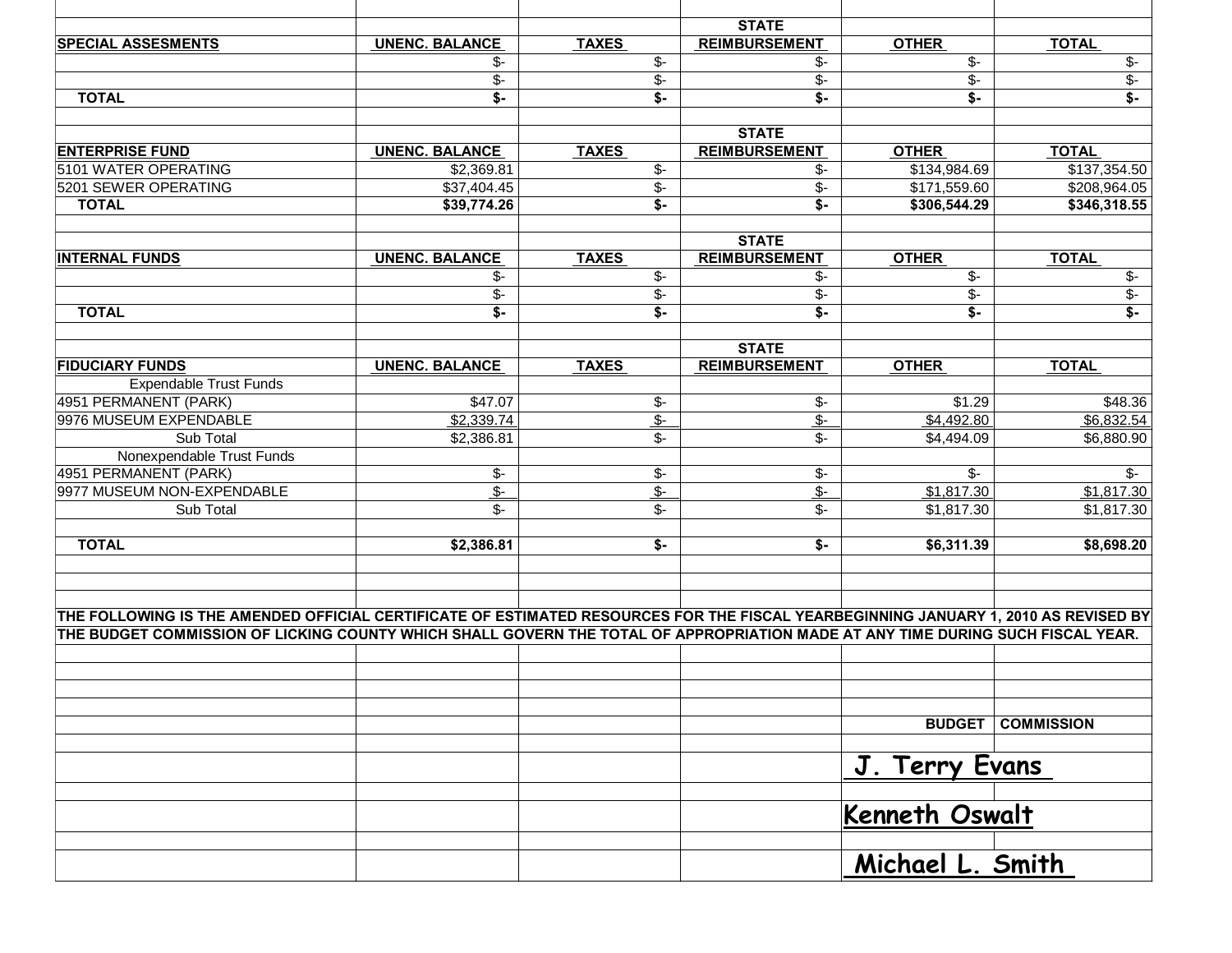| SPECIAL ASSESMENTS | UNENC. BALANCE | TAXES | STATE REIMBURSEMENT | OTHER | TOTAL |
|---|---|---|---|---|---|
| | $- | $- | $- | $- | $- |
| | $- | $- | $- | $- | $- |
| **TOTAL** | **$-** | **$-** | **$-** | **$-** | **$-** |

| ENTERPRISE FUND | UNENC. BALANCE | TAXES | STATE REIMBURSEMENT | OTHER | TOTAL |
|---|---|---|---|---|---|
| 5101 WATER OPERATING | $2,369.81 | $- | $- | $134,984.69 | $137,354.50 |
| 5201 SEWER OPERATING | $37,404.45 | $- | $- | $171,559.60 | $208,964.05 |
| **TOTAL** | **$39,774.26** | **$-** | **$-** | **$306,544.29** | **$346,318.55** |

| INTERNAL FUNDS | UNENC. BALANCE | TAXES | STATE REIMBURSEMENT | OTHER | TOTAL |
|---|---|---|---|---|---|
| | $- | $- | $- | $- | $- |
| | $- | $- | $- | $- | $- |
| **TOTAL** | **$-** | **$-** | **$-** | **$-** | **$-** |

| FIDUCIARY FUNDS | UNENC. BALANCE | TAXES | STATE REIMBURSEMENT | OTHER | TOTAL |
|---|---|---|---|---|---|
| Expendable Trust Funds | | | | | |
| 4951 PERMANENT (PARK) | $47.07 | $- | $- | $1.29 | $48.36 |
| 9976 MUSEUM EXPENDABLE | $2,339.74 | $- | $- | $4,492.80 | $6,832.54 |
| Sub Total | $2,386.81 | $- | $- | $4,494.09 | $6,880.90 |
| Nonexpendable Trust Funds | | | | | |
| 4951 PERMANENT (PARK) | $- | $- | $- | $- | $- |
| 9977 MUSEUM NON-EXPENDABLE | $- | $- | $- | $1,817.30 | $1,817.30 |
| Sub Total | $- | $- | $- | $1,817.30 | $1,817.30 |
| **TOTAL** | **$2,386.81** | **$-** | **$-** | **$6,311.39** | **$8,698.20** |

**THE FOLLOWING IS THE AMENDED OFFICIAL CERTIFICATE OF ESTIMATED RESOURCES FOR THE FISCAL YEARBEGINNING JANUARY 1, 2010 AS REVISED BY THE BUDGET COMMISSION OF LICKING COUNTY WHICH SHALL GOVERN THE TOTAL OF APPROPRIATION MADE AT ANY TIME DURING SUCH FISCAL YEAR.**

**BUDGET COMMISSION**

J. Terry Evans

Kenneth Oswalt

Michael L. Smith